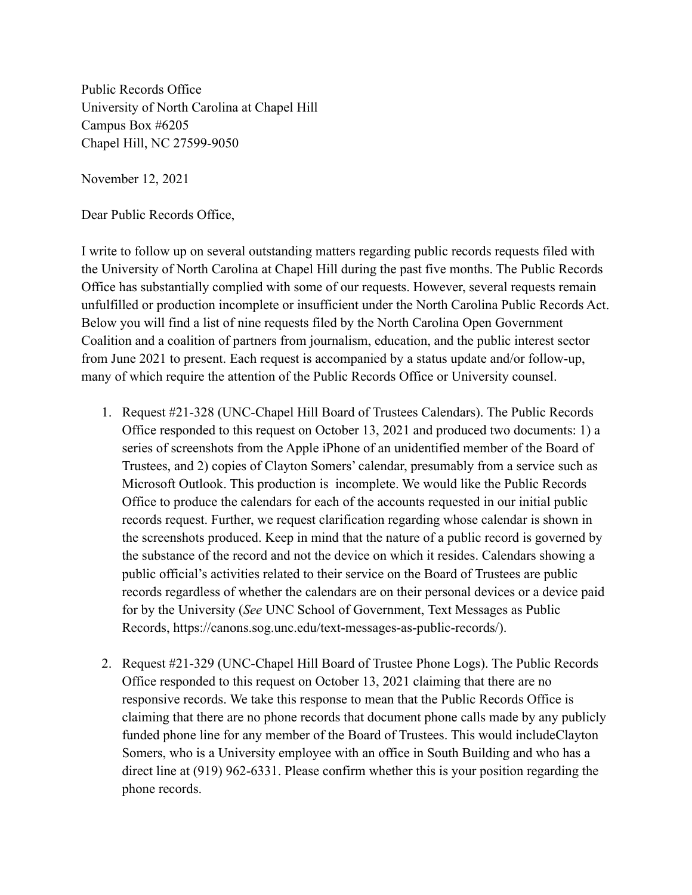Public Records Office
University of North Carolina at Chapel Hill
Campus Box #6205
Chapel Hill, NC 27599-9050

November 12, 2021

Dear Public Records Office,

I write to follow up on several outstanding matters regarding public records requests filed with the University of North Carolina at Chapel Hill during the past five months. The Public Records Office has substantially complied with some of our requests. However, several requests remain unfulfilled or production incomplete or insufficient under the North Carolina Public Records Act. Below you will find a list of nine requests filed by the North Carolina Open Government Coalition and a coalition of partners from journalism, education, and the public interest sector from June 2021 to present. Each request is accompanied by a status update and/or follow-up, many of which require the attention of the Public Records Office or University counsel.

1. Request #21-328 (UNC-Chapel Hill Board of Trustees Calendars). The Public Records Office responded to this request on October 13, 2021 and produced two documents: 1) a series of screenshots from the Apple iPhone of an unidentified member of the Board of Trustees, and 2) copies of Clayton Somers' calendar, presumably from a service such as Microsoft Outlook. This production is incomplete. We would like the Public Records Office to produce the calendars for each of the accounts requested in our initial public records request. Further, we request clarification regarding whose calendar is shown in the screenshots produced. Keep in mind that the nature of a public record is governed by the substance of the record and not the device on which it resides. Calendars showing a public official's activities related to their service on the Board of Trustees are public records regardless of whether the calendars are on their personal devices or a device paid for by the University (*See* UNC School of Government, Text Messages as Public Records, https://canons.sog.unc.edu/text-messages-as-public-records/).

2. Request #21-329 (UNC-Chapel Hill Board of Trustee Phone Logs). The Public Records Office responded to this request on October 13, 2021 claiming that there are no responsive records. We take this response to mean that the Public Records Office is claiming that there are no phone records that document phone calls made by any publicly funded phone line for any member of the Board of Trustees. This would includeClayton Somers, who is a University employee with an office in South Building and who has a direct line at (919) 962-6331. Please confirm whether this is your position regarding the phone records.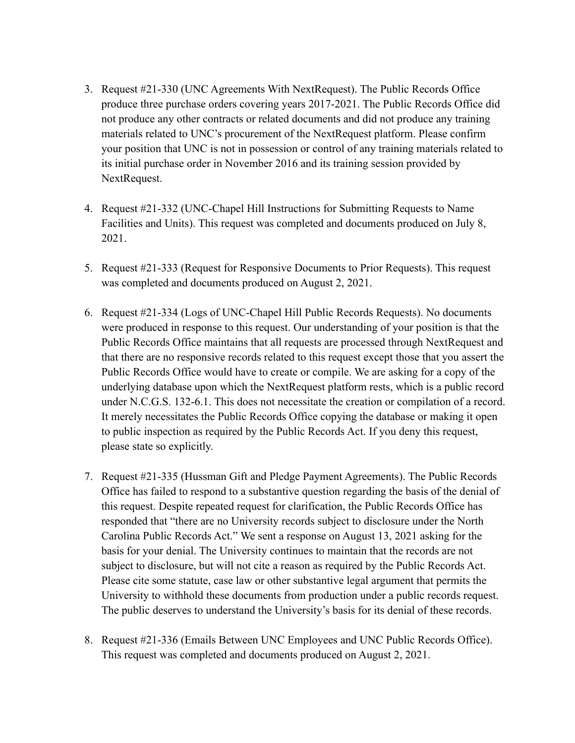3. Request #21-330 (UNC Agreements With NextRequest). The Public Records Office produce three purchase orders covering years 2017-2021. The Public Records Office did not produce any other contracts or related documents and did not produce any training materials related to UNC's procurement of the NextRequest platform. Please confirm your position that UNC is not in possession or control of any training materials related to its initial purchase order in November 2016 and its training session provided by NextRequest.

4. Request #21-332 (UNC-Chapel Hill Instructions for Submitting Requests to Name Facilities and Units). This request was completed and documents produced on July 8, 2021.

5. Request #21-333 (Request for Responsive Documents to Prior Requests). This request was completed and documents produced on August 2, 2021.

6. Request #21-334 (Logs of UNC-Chapel Hill Public Records Requests). No documents were produced in response to this request. Our understanding of your position is that the Public Records Office maintains that all requests are processed through NextRequest and that there are no responsive records related to this request except those that you assert the Public Records Office would have to create or compile. We are asking for a copy of the underlying database upon which the NextRequest platform rests, which is a public record under N.C.G.S. 132-6.1. This does not necessitate the creation or compilation of a record. It merely necessitates the Public Records Office copying the database or making it open to public inspection as required by the Public Records Act. If you deny this request, please state so explicitly.

7. Request #21-335 (Hussman Gift and Pledge Payment Agreements). The Public Records Office has failed to respond to a substantive question regarding the basis of the denial of this request. Despite repeated request for clarification, the Public Records Office has responded that "there are no University records subject to disclosure under the North Carolina Public Records Act." We sent a response on August 13, 2021 asking for the basis for your denial. The University continues to maintain that the records are not subject to disclosure, but will not cite a reason as required by the Public Records Act. Please cite some statute, case law or other substantive legal argument that permits the University to withhold these documents from production under a public records request. The public deserves to understand the University's basis for its denial of these records.

8. Request #21-336 (Emails Between UNC Employees and UNC Public Records Office). This request was completed and documents produced on August 2, 2021.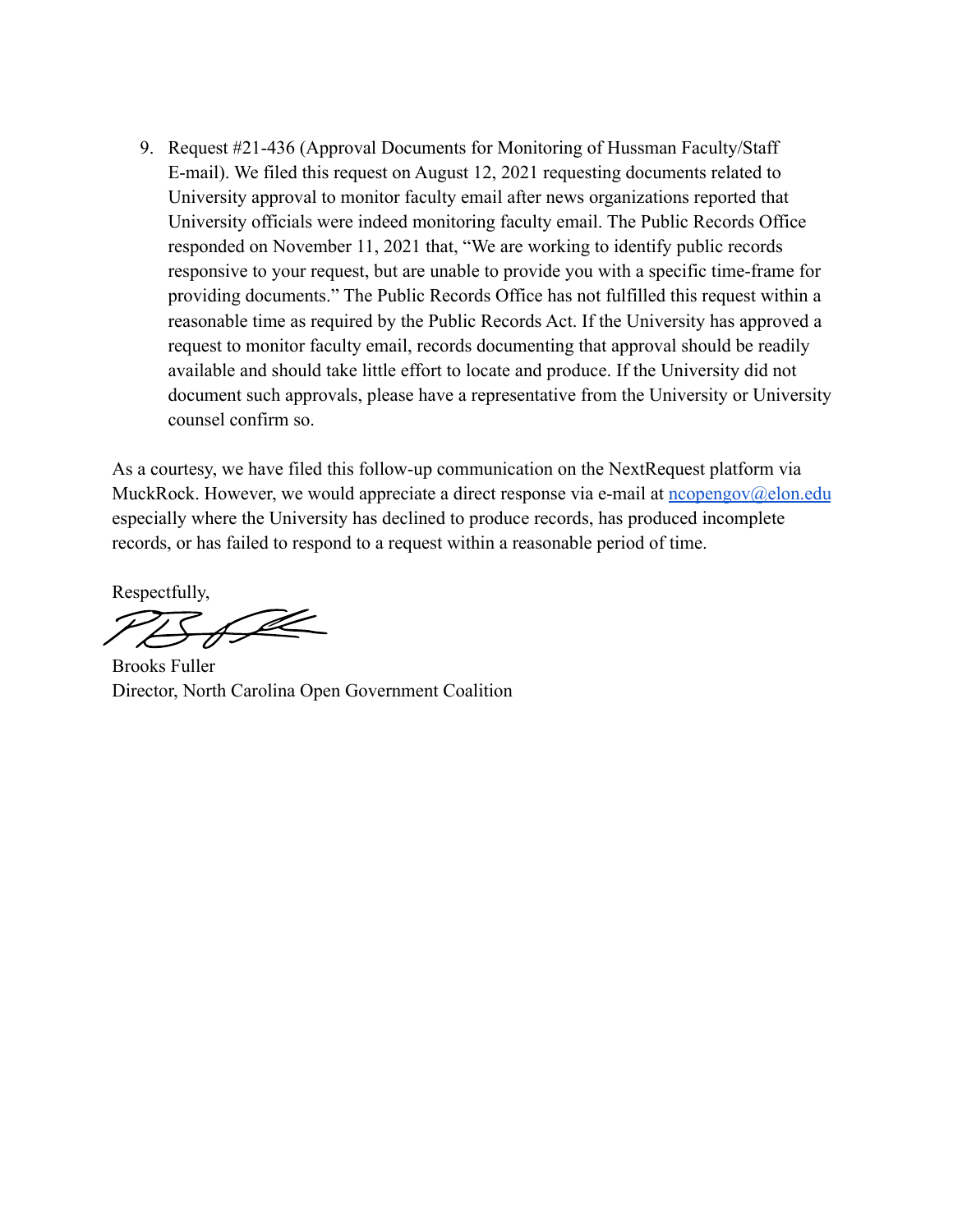9. Request #21-436 (Approval Documents for Monitoring of Hussman Faculty/Staff E-mail). We filed this request on August 12, 2021 requesting documents related to University approval to monitor faculty email after news organizations reported that University officials were indeed monitoring faculty email. The Public Records Office responded on November 11, 2021 that, "We are working to identify public records responsive to your request, but are unable to provide you with a specific time-frame for providing documents." The Public Records Office has not fulfilled this request within a reasonable time as required by the Public Records Act. If the University has approved a request to monitor faculty email, records documenting that approval should be readily available and should take little effort to locate and produce. If the University did not document such approvals, please have a representative from the University or University counsel confirm so.

As a courtesy, we have filed this follow-up communication on the NextRequest platform via MuckRock. However, we would appreciate a direct response via e-mail at ncopengov@elon.edu especially where the University has declined to produce records, has produced incomplete records, or has failed to respond to a request within a reasonable period of time.

Respectfully,

Brooks Fuller
Director, North Carolina Open Government Coalition